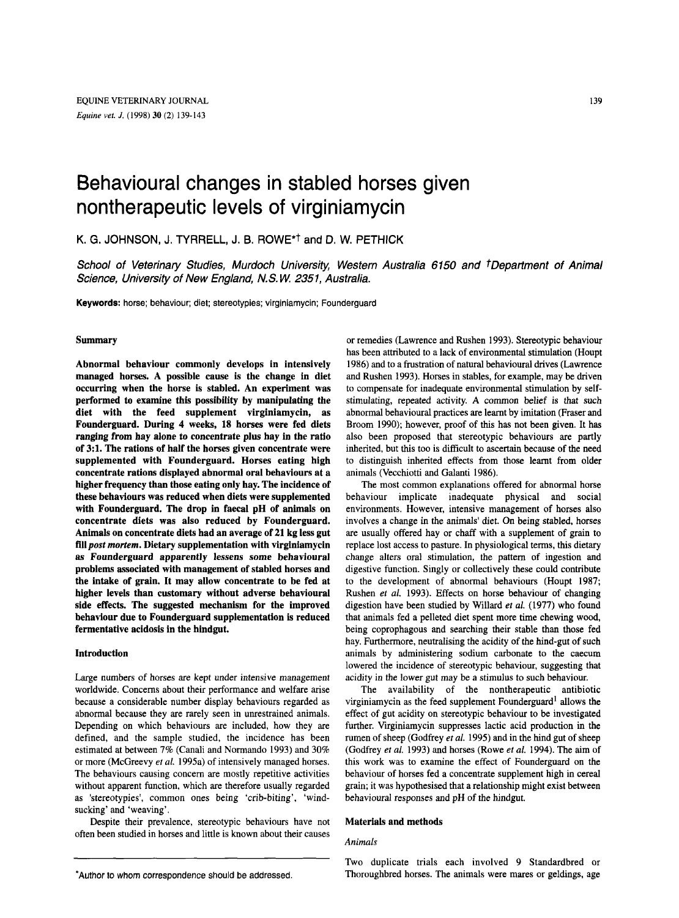# Behavioural changes in stabled horses given nontherapeutic levels of virginiamycin

K. G. JOHNSON, J. TYRRELL, J. B. ROWE*† and D. W. PETHICK

*School of Veterinary Studies, Murdoch University, Western Australia 6150 and †Department of Animal Science, University of New England, N.S.W. 2351, Australia.*

**Keywords:** horse; behaviour; diet; stereotypies; virginiamycin; Founderguard

## Summary

**Abnormal behaviour commonly develops in intensively managed horses. A possible cause is the change in diet occurring when the horse is stabled. An experiment was performed to examine this possibility by manipulating the diet with the feed supplement virginiamycin, as Founderguard. During 4 weeks, 18 horses were fed diets ranging from hay alone to concentrate plus hay in the ratio of 3:1. The rations of half the horses given concentrate were supplemented with Founderguard. Horses eating high concentrate rations displayed abnormal oral behaviours at a higher frequency than those eating only hay. The incidence of these behaviours was reduced when diets were supplemented with Founderguard. The drop in faecal pH of animals on concentrate diets was also reduced by Founderguard. Animals on concentrate diets had an average of 21 kg less gut fill *post mortem*. Dietary supplementation with virginiamycin as Founderguard apparently lessens some behavioural problems associated with management of stabled horses and the intake of grain. It may allow concentrate to be fed at higher levels than customary without adverse behavioural side effects. The suggested mechanism for the improved behaviour due to Founderguard supplementation is reduced fermentative acidosis in the hindgut.**

## Introduction

Large numbers of horses are kept under intensive management worldwide. Concerns about their performance and welfare arise because a considerable number display behaviours regarded as abnormal because they are rarely seen in unrestrained animals. Depending on which behaviours are included, how they are defined, and the sample studied, the incidence has been estimated at between 7% (Canali and Normando 1993) and 30% or more (McGreevy *et al.* 1995a) of intensively managed horses. The behaviours causing concern are mostly repetitive activities without apparent function, which are therefore usually regarded as 'stereotypies', common ones being 'crib-biting', 'wind-sucking' and 'weaving'.

Despite their prevalence, stereotypic behaviours have not often been studied in horses and little is known about their causes or remedies (Lawrence and Rushen 1993). Stereotypic behaviour has been attributed to a lack of environmental stimulation (Houpt 1986) and to a frustration of natural behavioural drives (Lawrence and Rushen 1993). Horses in stables, for example, may be driven to compensate for inadequate environmental stimulation by self-stimulating, repeated activity. A common belief is that such abnormal behavioural practices are learnt by imitation (Fraser and Broom 1990); however, proof of this has not been given. It has also been proposed that stereotypic behaviours are partly inherited, but this too is difficult to ascertain because of the need to distinguish inherited effects from those learnt from older animals (Vecchiotti and Galanti 1986).

The most common explanations offered for abnormal horse behaviour implicate inadequate physical and social environments. However, intensive management of horses also involves a change in the animals' diet. On being stabled, horses are usually offered hay or chaff with a supplement of grain to replace lost access to pasture. In physiological terms, this dietary change alters oral stimulation, the pattern of ingestion and digestive function. Singly or collectively these could contribute to the development of abnormal behaviours (Houpt 1987; Rushen *et al.* 1993). Effects on horse behaviour of changing digestion have been studied by Willard *et al.* (1977) who found that animals fed a pelleted diet spent more time chewing wood, being coprophagous and searching their stable than those fed hay. Furthermore, neutralising the acidity of the hind-gut of such animals by administering sodium carbonate to the caecum lowered the incidence of stereotypic behaviour, suggesting that acidity in the lower gut may be a stimulus to such behaviour.

The availability of the nontherapeutic antibiotic virginiamycin as the feed supplement Founderguard[1] allows the effect of gut acidity on stereotypic behaviour to be investigated further. Virginiamycin suppresses lactic acid production in the rumen of sheep (Godfrey *et al.* 1995) and in the hind gut of sheep (Godfrey *et al.* 1993) and horses (Rowe *et al.* 1994). The aim of this work was to examine the effect of Founderguard on the behaviour of horses fed a concentrate supplement high in cereal grain; it was hypothesised that a relationship might exist between behavioural responses and pH of the hindgut.

## Materials and methods

### Animals

Two duplicate trials each involved 9 Standardbred or Thoroughbred horses. The animals were mares or geldings, age

*Author to whom correspondence should be addressed.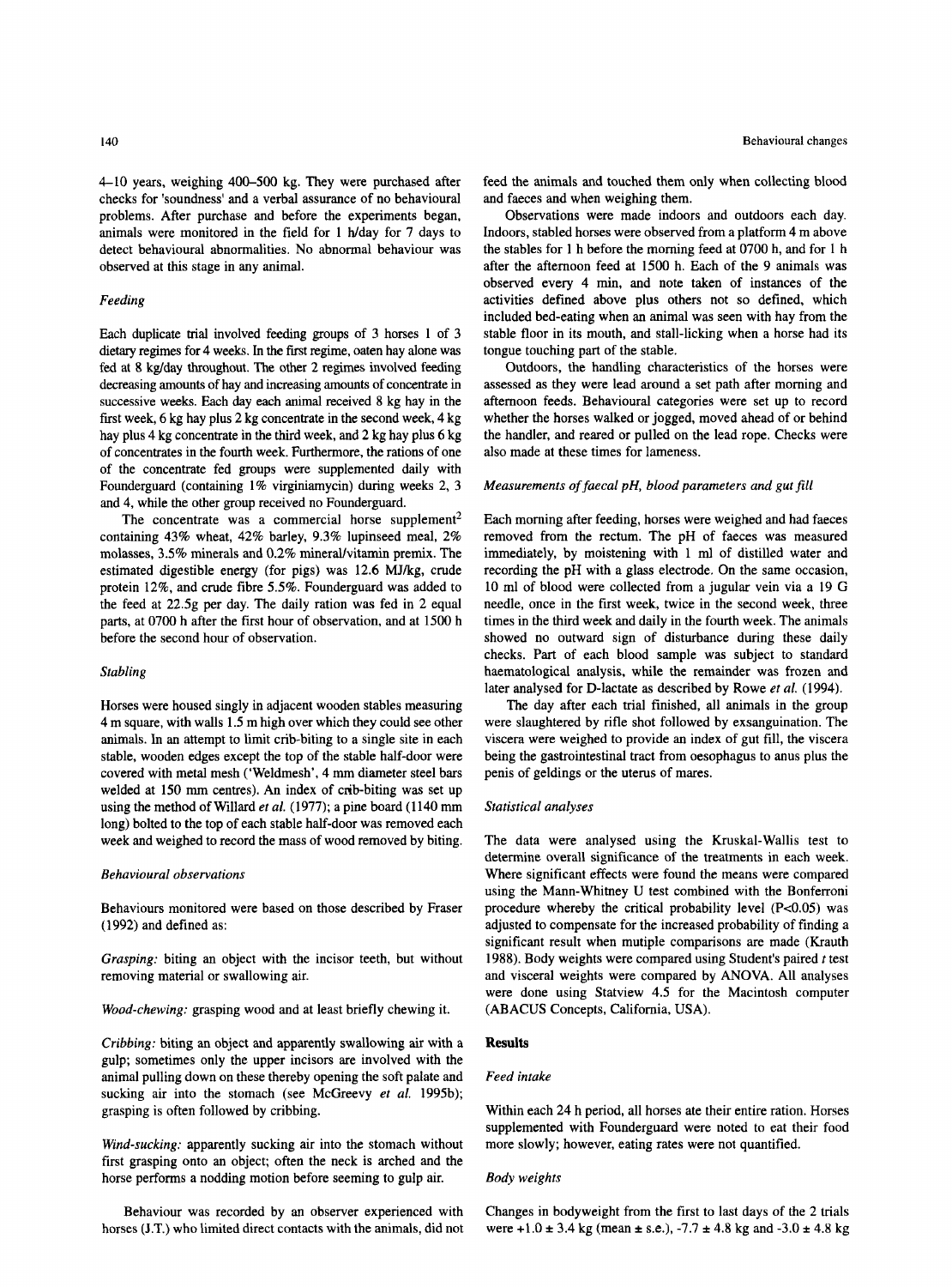4–10 years, weighing 400–500 kg. They were purchased after checks for 'soundness' and a verbal assurance of no behavioural problems. After purchase and before the experiments began, animals were monitored in the field for 1 h/day for 7 days to detect behavioural abnormalities. No abnormal behaviour was observed at this stage in any animal.

### Feeding

Each duplicate trial involved feeding groups of 3 horses 1 of 3 dietary regimes for 4 weeks. In the first regime, oaten hay alone was fed at 8 kg/day throughout. The other 2 regimes involved feeding decreasing amounts of hay and increasing amounts of concentrate in successive weeks. Each day each animal received 8 kg hay in the first week, 6 kg hay plus 2 kg concentrate in the second week, 4 kg hay plus 4 kg concentrate in the third week, and 2 kg hay plus 6 kg of concentrates in the fourth week. Furthermore, the rations of one of the concentrate fed groups were supplemented daily with Founderguard (containing 1% virginiamycin) during weeks 2, 3 and 4, while the other group received no Founderguard.

The concentrate was a commercial horse supplement[2] containing 43% wheat, 42% barley, 9.3% lupinseed meal, 2% molasses, 3.5% minerals and 0.2% mineral/vitamin premix. The estimated digestible energy (for pigs) was 12.6 MJ/kg, crude protein 12%, and crude fibre 5.5%. Founderguard was added to the feed at 22.5g per day. The daily ration was fed in 2 equal parts, at 0700 h after the first hour of observation, and at 1500 h before the second hour of observation.

### Stabling

Horses were housed singly in adjacent wooden stables measuring 4 m square, with walls 1.5 m high over which they could see other animals. In an attempt to limit crib-biting to a single site in each stable, wooden edges except the top of the stable half-door were covered with metal mesh ('Weldmesh', 4 mm diameter steel bars welded at 150 mm centres). An index of crib-biting was set up using the method of Willard *et al.* (1977); a pine board (1140 mm long) bolted to the top of each stable half-door was removed each week and weighed to record the mass of wood removed by biting.

### Behavioural observations

Behaviours monitored were based on those described by Fraser (1992) and defined as:

*Grasping:* biting an object with the incisor teeth, but without removing material or swallowing air.

*Wood-chewing:* grasping wood and at least briefly chewing it.

*Cribbing:* biting an object and apparently swallowing air with a gulp; sometimes only the upper incisors are involved with the animal pulling down on these thereby opening the soft palate and sucking air into the stomach (see McGreevy *et al.* 1995b); grasping is often followed by cribbing.

*Wind-sucking:* apparently sucking air into the stomach without first grasping onto an object; often the neck is arched and the horse performs a nodding motion before seeming to gulp air.

Behaviour was recorded by an observer experienced with horses (J.T.) who limited direct contacts with the animals, did not feed the animals and touched them only when collecting blood and faeces and when weighing them.

Observations were made indoors and outdoors each day. Indoors, stabled horses were observed from a platform 4 m above the stables for 1 h before the morning feed at 0700 h, and for 1 h after the afternoon feed at 1500 h. Each of the 9 animals was observed every 4 min, and note taken of instances of the activities defined above plus others not so defined, which included bed-eating when an animal was seen with hay from the stable floor in its mouth, and stall-licking when a horse had its tongue touching part of the stable.

Outdoors, the handling characteristics of the horses were assessed as they were lead around a set path after morning and afternoon feeds. Behavioural categories were set up to record whether the horses walked or jogged, moved ahead of or behind the handler, and reared or pulled on the lead rope. Checks were also made at these times for lameness.

### Measurements of faecal pH, blood parameters and gut fill

Each morning after feeding, horses were weighed and had faeces removed from the rectum. The pH of faeces was measured immediately, by moistening with 1 ml of distilled water and recording the pH with a glass electrode. On the same occasion, 10 ml of blood were collected from a jugular vein via a 19 G needle, once in the first week, twice in the second week, three times in the third week and daily in the fourth week. The animals showed no outward sign of disturbance during these daily checks. Part of each blood sample was subject to standard haematological analysis, while the remainder was frozen and later analysed for D-lactate as described by Rowe *et al.* (1994).

The day after each trial finished, all animals in the group were slaughtered by rifle shot followed by exsanguination. The viscera were weighed to provide an index of gut fill, the viscera being the gastrointestinal tract from oesophagus to anus plus the penis of geldings or the uterus of mares.

### Statistical analyses

The data were analysed using the Kruskal-Wallis test to determine overall significance of the treatments in each week. Where significant effects were found the means were compared using the Mann-Whitney U test combined with the Bonferroni procedure whereby the critical probability level ($P<0.05$) was adjusted to compensate for the increased probability of finding a significant result when mutiple comparisons are made (Krauth 1988). Body weights were compared using Student's paired *t* test and visceral weights were compared by ANOVA. All analyses were done using Statview 4.5 for the Macintosh computer (ABACUS Concepts, California, USA).

## Results

### Feed intake

Within each 24 h period, all horses ate their entire ration. Horses supplemented with Founderguard were noted to eat their food more slowly; however, eating rates were not quantified.

### Body weights

Changes in bodyweight from the first to last days of the 2 trials were +1.0 ± 3.4 kg (mean ± s.e.), -7.7 ± 4.8 kg and -3.0 ± 4.8 kg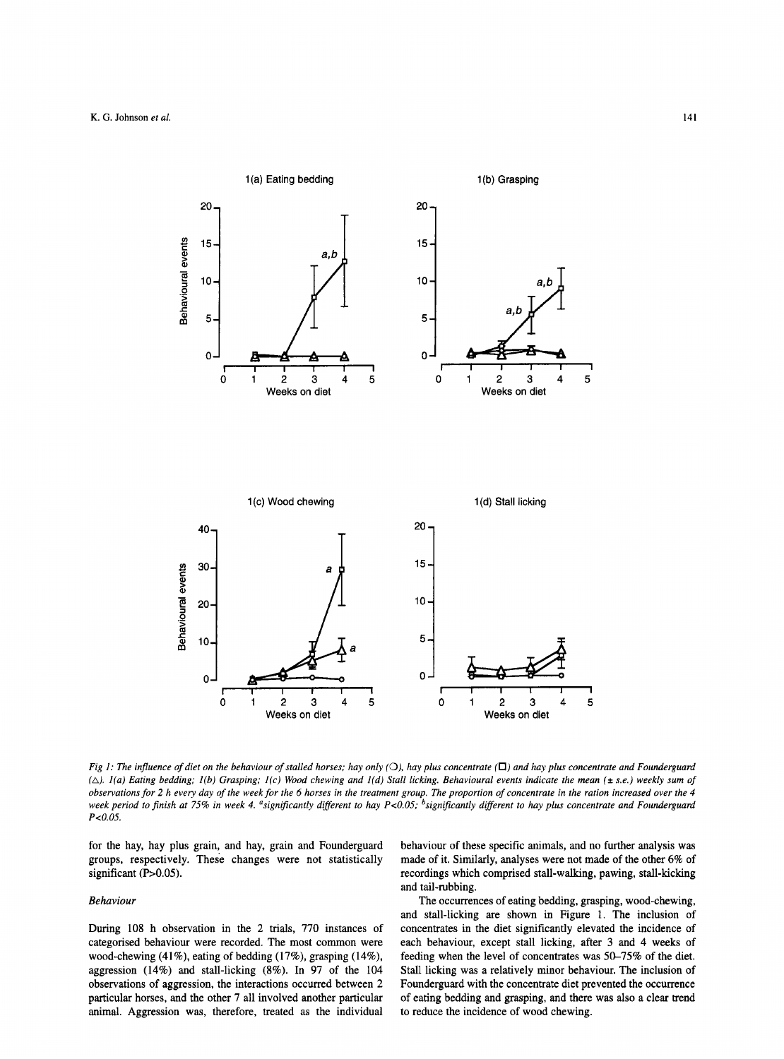*Fig 1: The influence of diet on the behaviour of stalled horses; hay only (○), hay plus concentrate (□) and hay plus concentrate and Founderguard (△). 1(a) Eating bedding; 1(b) Grasping; 1(c) Wood chewing and 1(d) Stall licking. Behavioural events indicate the mean (± s.e.) weekly sum of observations for 2 h every day of the week for the 6 horses in the treatment group. The proportion of concentrate in the ration increased over the 4 week period to finish at 75% in week 4. [a]significantly different to hay P<0.05; [b]significantly different to hay plus concentrate and Founderguard P<0.05.*

for the hay, hay plus grain, and hay, grain and Founderguard groups, respectively. These changes were not statistically significant ($P>0.05$).

### Behaviour

During 108 h observation in the 2 trials, 770 instances of categorised behaviour were recorded. The most common were wood-chewing (41%), eating of bedding (17%), grasping (14%), aggression (14%) and stall-licking (8%). In 97 of the 104 observations of aggression, the interactions occurred between 2 particular horses, and the other 7 all involved another particular animal. Aggression was, therefore, treated as the individual behaviour of these specific animals, and no further analysis was made of it. Similarly, analyses were not made of the other 6% of recordings which comprised stall-walking, pawing, stall-kicking and tail-rubbing.

The occurrences of eating bedding, grasping, wood-chewing, and stall-licking are shown in Figure 1. The inclusion of concentrates in the diet significantly elevated the incidence of each behaviour, except stall licking, after 3 and 4 weeks of feeding when the level of concentrates was 50–75% of the diet. Stall licking was a relatively minor behaviour. The inclusion of Founderguard with the concentrate diet prevented the occurrence of eating bedding and grasping, and there was also a clear trend to reduce the incidence of wood chewing.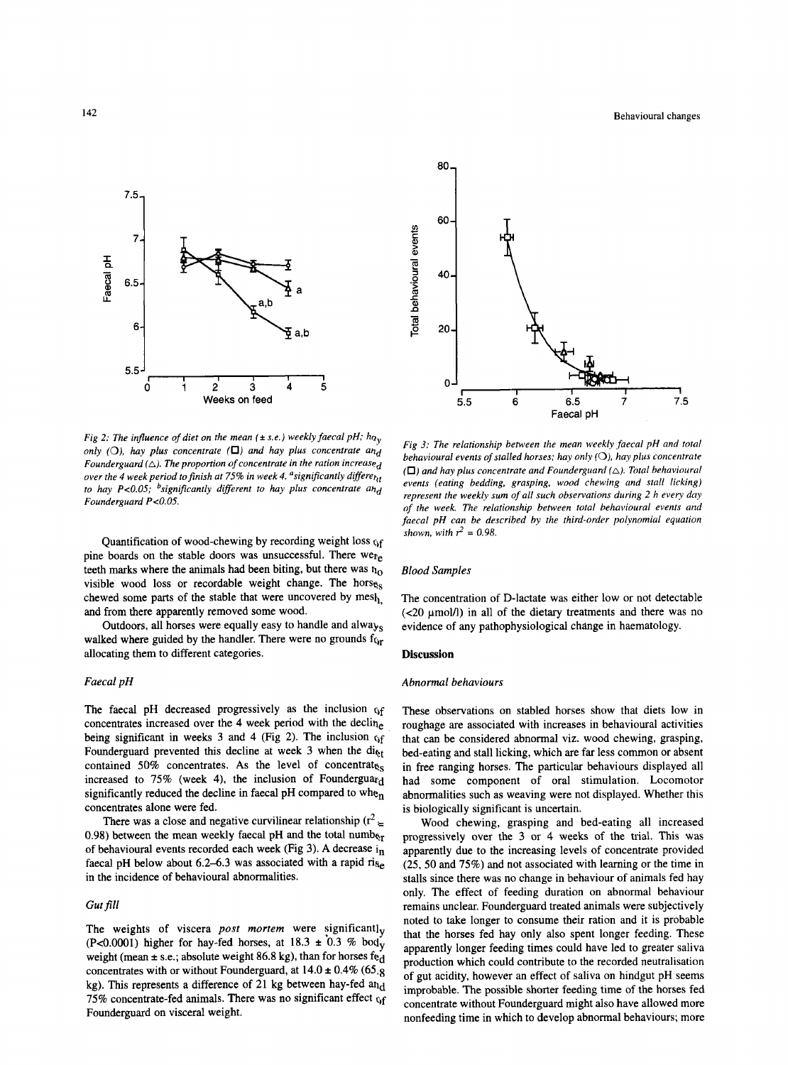Fig 2: The influence of diet on the mean (± s.e.) weekly faecal pH; hay only (○), hay plus concentrate (□) and hay plus concentrate and Founderguard (△). The proportion of concentrate in the ration increased over the 4 week period to finish at 75% in week 4. [a]significantly different to hay P<0.05; [b]significantly different to hay plus concentrate and Founderguard P<0.05.

Quantification of wood-chewing by recording weight loss of pine boards on the stable doors was unsuccessful. There were teeth marks where the animals had been biting, but there was no visible wood loss or recordable weight change. The horses chewed some parts of the stable that were uncovered by mesh, and from there apparently removed some wood.

Outdoors, all horses were equally easy to handle and always walked where guided by the handler. There were no grounds for allocating them to different categories.

### Faecal pH

The faecal pH decreased progressively as the inclusion of concentrates increased over the 4 week period with the decline being significant in weeks 3 and 4 (Fig 2). The inclusion of Founderguard prevented this decline at week 3 when the diet contained 50% concentrates. As the level of concentrates increased to 75% (week 4), the inclusion of Founderguard significantly reduced the decline in faecal pH compared to when concentrates alone were fed.

There was a close and negative curvilinear relationship ($r^2$ = 0.98) between the mean weekly faecal pH and the total number of behavioural events recorded each week (Fig 3). A decrease in faecal pH below about 6.2–6.3 was associated with a rapid rise in the incidence of behavioural abnormalities.

### Gut fill

The weights of viscera *post mortem* were significantly (P<0.0001) higher for hay-fed horses, at 18.3 ± 0.3 % body weight (mean ± s.e.; absolute weight 86.8 kg), than for horses fed concentrates with or without Founderguard, at 14.0 ± 0.4% (65.8 kg). This represents a difference of 21 kg between hay-fed and 75% concentrate-fed animals. There was no significant effect of Founderguard on visceral weight.

Fig 3: The relationship between the mean weekly faecal pH and total behavioural events of stalled horses; hay only (○), hay plus concentrate (□) and hay plus concentrate and Founderguard (△). Total behavioural events (eating bedding, grasping, wood chewing and stall licking) represent the weekly sum of all such observations during 2 h every day of the week. The relationship between total behavioural events and faecal pH can be described by the third-order polynomial equation shown, with $r^2$ = 0.98.

### Blood Samples

The concentration of D-lactate was either low or not detectable (<20 μmol/l) in all of the dietary treatments and there was no evidence of any pathophysiological change in haematology.

## Discussion

### Abnormal behaviours

These observations on stabled horses show that diets low in roughage are associated with increases in behavioural activities that can be considered abnormal viz. wood chewing, grasping, bed-eating and stall licking, which are far less common or absent in free ranging horses. The particular behaviours displayed all had some component of oral stimulation. Locomotor abnormalities such as weaving were not displayed. Whether this is biologically significant is uncertain.

Wood chewing, grasping and bed-eating all increased progressively over the 3 or 4 weeks of the trial. This was apparently due to the increasing levels of concentrate provided (25, 50 and 75%) and not associated with learning or the time in stalls since there was no change in behaviour of animals fed hay only. The effect of feeding duration on abnormal behaviour remains unclear. Founderguard treated animals were subjectively noted to take longer to consume their ration and it is probable that the horses fed hay only also spent longer feeding. These apparently longer feeding times could have led to greater saliva production which could contribute to the recorded neutralisation of gut acidity, however an effect of saliva on hindgut pH seems improbable. The possible shorter feeding time of the horses fed concentrate without Founderguard might also have allowed more nonfeeding time in which to develop abnormal behaviours; more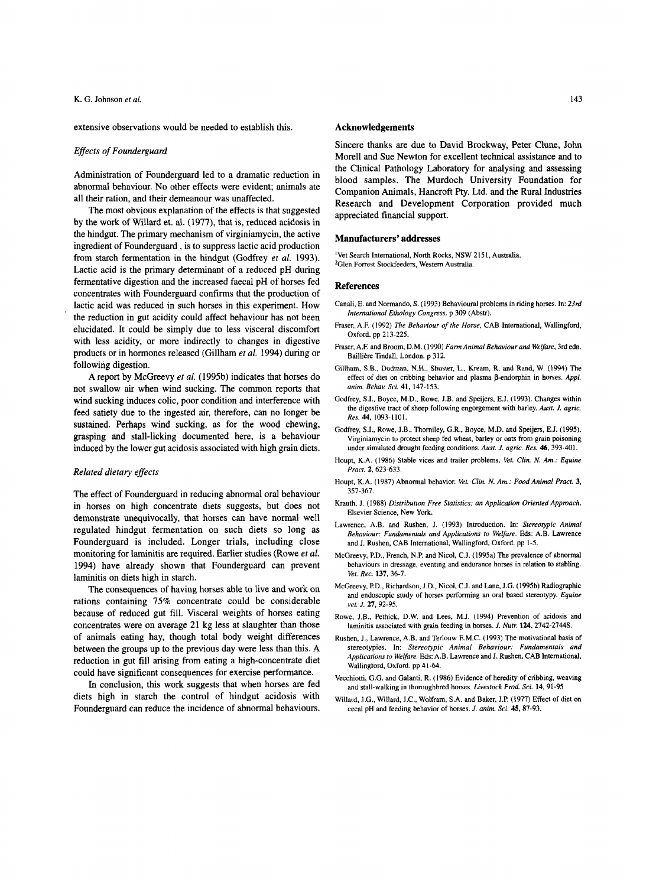extensive observations would be needed to establish this.

### *Effects of Founderguard*

Administration of Founderguard led to a dramatic reduction in abnormal behaviour. No other effects were evident; animals ate all their ration, and their demeanour was unaffected.

The most obvious explanation of the effects is that suggested by the work of Willard et. al. (1977), that is, reduced acidosis in the hindgut. The primary mechanism of virginiamycin, the active ingredient of Founderguard , is to suppress lactic acid production from starch fermentation in the hindgut (Godfrey *et al.* 1993). Lactic acid is the primary determinant of a reduced pH during fermentative digestion and the increased faecal pH of horses fed concentrates with Founderguard confirms that the production of lactic acid was reduced in such horses in this experiment. How the reduction in gut acidity could affect behaviour has not been elucidated. It could be simply due to less visceral discomfort with less acidity, or more indirectly to changes in digestive products or in hormones released (Gillham *et al.* 1994) during or following digestion.

A report by McGreevy *et al.* (1995b) indicates that horses do not swallow air when wind sucking. The common reports that wind sucking induces colic, poor condition and interference with feed satiety due to the ingested air, therefore, can no longer be sustained. Perhaps wind sucking, as for the wood chewing, grasping and stall-licking documented here, is a behaviour induced by the lower gut acidosis associated with high grain diets.

### *Related dietary effects*

The effect of Founderguard in reducing abnormal oral behaviour in horses on high concentrate diets suggests, but does not demonstrate unequivocally, that horses can have normal well regulated hindgut fermentation on such diets so long as Founderguard is included. Longer trials, including close monitoring for laminitis are required. Earlier studies (Rowe et al. 1994) have already shown that Founderguard can prevent laminitis on diets high in starch.

The consequences of having horses able to live and work on rations containing 75% concentrate could be considerable because of reduced gut fill. Visceral weights of horses eating concentrates were on average 21 kg less at slaughter than those of animals eating hay, though total body weight differences between the groups up to the previous day were less than this. A reduction in gut fill arising from eating a high-concentrate diet could have significant consequences for exercise performance.

In conclusion, this work suggests that when horses are fed diets high in starch the control of hindgut acidosis with Founderguard can reduce the incidence of abnormal behaviours.

## Acknowledgements

Sincere thanks are due to David Brockway, Peter Clune, John Morell and Sue Newton for excellent technical assistance and to the Clinical Pathology Laboratory for analysing and assessing blood samples. The Murdoch University Foundation for Companion Animals, Hancroft Pty. Ltd. and the Rural Industries Research and Development Corporation provided much appreciated financial support.

## Manufacturers' addresses

[1]Vet Search International, North Rocks, NSW 2151, Australia.
[2]Glen Forrest Stockfeeders, Western Australia.

## References

Canali, E. and Normando, S. (1993) Behavioural problems in riding horses. In: *23rd International Ethology Congress*. p 309 (Abstr).

Fraser, A.F. (1992) *The Behaviour of the Horse*, CAB International, Wallingford, Oxford. pp 213-225.

Fraser, A.F. and Broom, D.M. (1990) *Farm Animal Behaviour and Welfare*, 3rd edn. Baillière Tindall, London. p 312.

Gillham, S.B., Dodman, N.H., Shuster, L., Kream, R. and Rand, W. (1994) The effect of diet on cribbing behavior and plasma β-endorphin in horses. *Appl. anim. Behav. Sci.* **41**, 147-153.

Godfrey, S.I., Boyce, M.D., Rowe, J.B. and Speijers, E.J. (1993). Changes within the digestive tract of sheep following engorgement with barley. *Aust. J. agric. Res.* **44**, 1093-1101.

Godfrey, S.I., Rowe, J.B., Thorniley, G.R., Boyce, M.D. and Speijers, E.J. (1995). Virginiamycin to protect sheep fed wheat, barley or oats from grain poisoning under simulated drought feeding conditions. *Aust. J. agric. Res.* **46**, 393-401.

Houpt, K.A. (1986) Stable vices and trailer problems. *Vet. Clin. N. Am.: Equine Pract.* **2**, 623-633.

Houpt, K.A. (1987) Abnormal behavior. *Vet. Clin. N. Am.: Food Animal Pract.* **3**, 357-367.

Krauth, J. (1988) *Distribution Free Statistics: an Application Oriented Approach*. Elsevier Science, New York.

Lawrence, A.B. and Rushen, J. (1993) Introduction. In: *Stereotypic Animal Behaviour: Fundamentals and Applications to Welfare*. Eds: A.B. Lawrence and J. Rushen, CAB International, Wallingford, Oxford. pp 1-5.

McGreevy, P.D., French, N.P. and Nicol, C.J. (1995a) The prevalence of abnormal behaviours in dressage, eventing and endurance horses in relation to stabling. *Vet. Rec.* **137**, 36-7.

McGreevy, P.D., Richardson, J.D., Nicol, C.J. and Lane, J.G. (1995b) Radiographic and endoscopic study of horses performing an oral based stereotypy. *Equine vet. J.* **27**, 92-95.

Rowe, J.B., Pethick, D.W. and Lees, M.J. (1994) Prevention of acidosis and laminitis associated with grain feeding in horses. *J. Nutr.* **124**, 2742-2744S.

Rushen, J., Lawrence, A.B. and Terlouw E.M.C. (1993) The motivational basis of stereotypies. In: *Stereotypic Animal Behaviour: Fundamentals and Applications to Welfare*. Eds: A.B. Lawrence and J. Rushen, CAB International, Wallingford, Oxford. pp 41-64.

Vecchiotti, G.G. and Galanti, R. (1986) Evidence of heredity of cribbing, weaving and stall-walking in thoroughbred horses. *Livestock Prod. Sci.* **14**, 91-95

Willard, J.G., Willard, J.C., Wolfram, S.A. and Baker, J.P. (1977) Effect of diet on cecal pH and feeding behavior of horses. *J. anim. Sci.* **45**, 87-93.